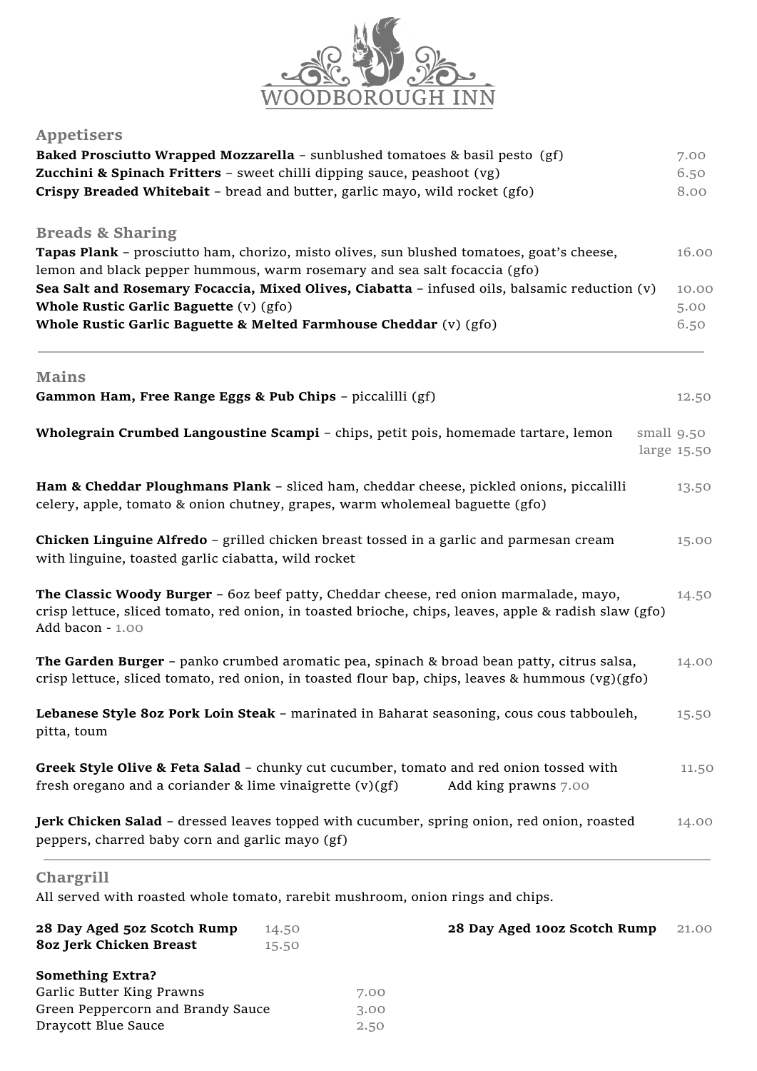# WOODBOROUGH INN

## Appetisers

**Baked Prosciutto Wrapped Mozzarella** – sunblushed tomatoes & basil pesto (gf) 7.00

**Zucchini & Spinach Fritters** – sweet chilli dipping sauce, peashoot (vg) 6.50

**Crispy Breaded Whitebait** – bread and butter, garlic mayo, wild rocket (gfo) 8.00

## Breads & Sharing

**Tapas Plank** – prosciutto ham, chorizo, misto olives, sun blushed tomatoes, goat's cheese, lemon and black pepper hummous, warm rosemary and sea salt focaccia (gfo) 16.00

**Sea Salt and Rosemary Focaccia, Mixed Olives, Ciabatta** – infused oils, balsamic reduction (v) 10.00

**Whole Rustic Garlic Baguette** (v) (gfo) 5.00

**Whole Rustic Garlic Baguette & Melted Farmhouse Cheddar** (v) (gfo) 6.50

---

## Mains

**Gammon Ham, Free Range Eggs & Pub Chips** – piccalilli (gf) 12.50

**Wholegrain Crumbed Langoustine Scampi** – chips, petit pois, homemade tartare, lemon small 9.50 large 15.50

**Ham & Cheddar Ploughmans Plank** – sliced ham, cheddar cheese, pickled onions, piccalilli celery, apple, tomato & onion chutney, grapes, warm wholemeal baguette (gfo) 13.50

**Chicken Linguine Alfredo** – grilled chicken breast tossed in a garlic and parmesan cream with linguine, toasted garlic ciabatta, wild rocket 15.00

**The Classic Woody Burger** – 6oz beef patty, Cheddar cheese, red onion marmalade, mayo, crisp lettuce, sliced tomato, red onion, in toasted brioche, chips, leaves, apple & radish slaw (gfo) 14.50
Add bacon - 1.00

**The Garden Burger** – panko crumbed aromatic pea, spinach & broad bean patty, citrus salsa, crisp lettuce, sliced tomato, red onion, in toasted flour bap, chips, leaves & hummous (vg)(gfo) 14.00

**Lebanese Style 8oz Pork Loin Steak** – marinated in Baharat seasoning, cous cous tabbouleh, pitta, toum 15.50

**Greek Style Olive & Feta Salad** – chunky cut cucumber, tomato and red onion tossed with fresh oregano and a coriander & lime vinaigrette (v)(gf) 11.50
Add king prawns 7.00

**Jerk Chicken Salad** – dressed leaves topped with cucumber, spring onion, red onion, roasted peppers, charred baby corn and garlic mayo (gf) 14.00

---

## Chargrill

All served with roasted whole tomato, rarebit mushroom, onion rings and chips.

**28 Day Aged 5oz Scotch Rump** 14.50

**8oz Jerk Chicken Breast** 15.50

**28 Day Aged 10oz Scotch Rump** 21.00

### Something Extra?

Garlic Butter King Prawns 7.00

Green Peppercorn and Brandy Sauce 3.00

Draycott Blue Sauce 2.50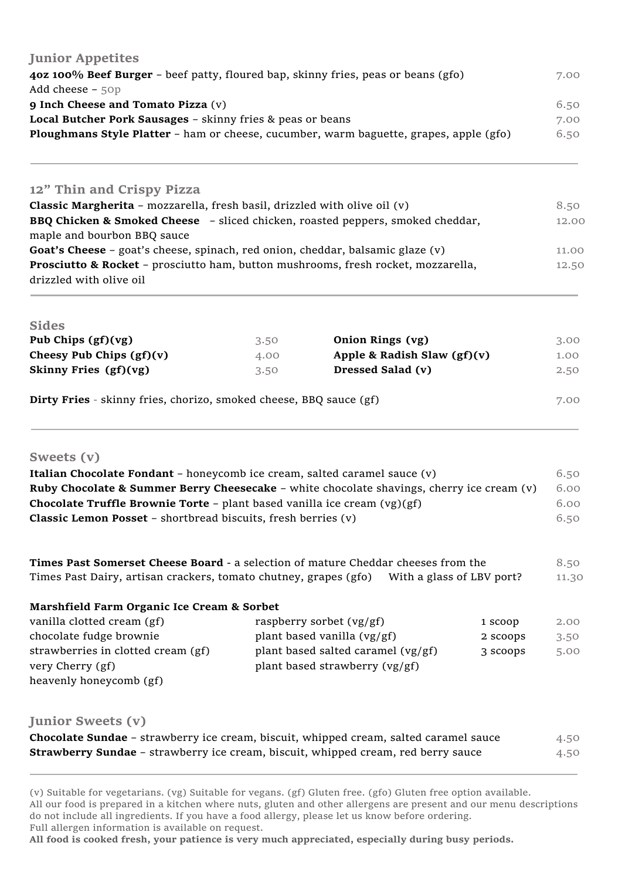## Junior Appetites

**4oz 100% Beef Burger** – beef patty, floured bap, skinny fries, peas or beans (gfo) 7.00
Add cheese – 50p
**9 Inch Cheese and Tomato Pizza** (v) 6.50
**Local Butcher Pork Sausages** – skinny fries & peas or beans 7.00
**Ploughmans Style Platter** – ham or cheese, cucumber, warm baguette, grapes, apple (gfo) 6.50

## 12" Thin and Crispy Pizza

**Classic Margherita** – mozzarella, fresh basil, drizzled with olive oil (v) 8.50
**BBQ Chicken & Smoked Cheese** – sliced chicken, roasted peppers, smoked cheddar, maple and bourbon BBQ sauce 12.00
**Goat's Cheese** – goat's cheese, spinach, red onion, cheddar, balsamic glaze (v) 11.00
**Prosciutto & Rocket** – prosciutto ham, button mushrooms, fresh rocket, mozzarella, drizzled with olive oil 12.50

## Sides

| | | | |
|---|---|---|---|
| **Pub Chips (gf)(vg)** | 3.50 | **Onion Rings (vg)** | 3.00 |
| **Cheesy Pub Chips (gf)(v)** | 4.00 | **Apple & Radish Slaw (gf)(v)** | 1.00 |
| **Skinny Fries (gf)(vg)** | 3.50 | **Dressed Salad (v)** | 2.50 |

**Dirty Fries** - skinny fries, chorizo, smoked cheese, BBQ sauce (gf) 7.00

## Sweets (v)

**Italian Chocolate Fondant** – honeycomb ice cream, salted caramel sauce (v) 6.50
**Ruby Chocolate & Summer Berry Cheesecake** – white chocolate shavings, cherry ice cream (v) 6.00
**Chocolate Truffle Brownie Torte** – plant based vanilla ice cream (vg)(gf) 6.00
**Classic Lemon Posset** – shortbread biscuits, fresh berries (v) 6.50

**Times Past Somerset Cheese Board** - a selection of mature Cheddar cheeses from the Times Past Dairy, artisan crackers, tomato chutney, grapes (gfo) 8.50
With a glass of LBV port? 11.30

**Marshfield Farm Organic Ice Cream & Sorbet**

| | | | |
|---|---|---|---|
| vanilla clotted cream (gf) | raspberry sorbet (vg/gf) | 1 scoop | 2.00 |
| chocolate fudge brownie | plant based vanilla (vg/gf) | 2 scoops | 3.50 |
| strawberries in clotted cream (gf) | plant based salted caramel (vg/gf) | 3 scoops | 5.00 |
| very Cherry (gf) | plant based strawberry (vg/gf) | | |
| heavenly honeycomb (gf) | | | |

## Junior Sweets (v)

**Chocolate Sundae** – strawberry ice cream, biscuit, whipped cream, salted caramel sauce 4.50
**Strawberry Sundae** – strawberry ice cream, biscuit, whipped cream, red berry sauce 4.50

(v) Suitable for vegetarians. (vg) Suitable for vegans. (gf) Gluten free. (gfo) Gluten free option available.
All our food is prepared in a kitchen where nuts, gluten and other allergens are present and our menu descriptions do not include all ingredients. If you have a food allergy, please let us know before ordering.
Full allergen information is available on request.
**All food is cooked fresh, your patience is very much appreciated, especially during busy periods.**